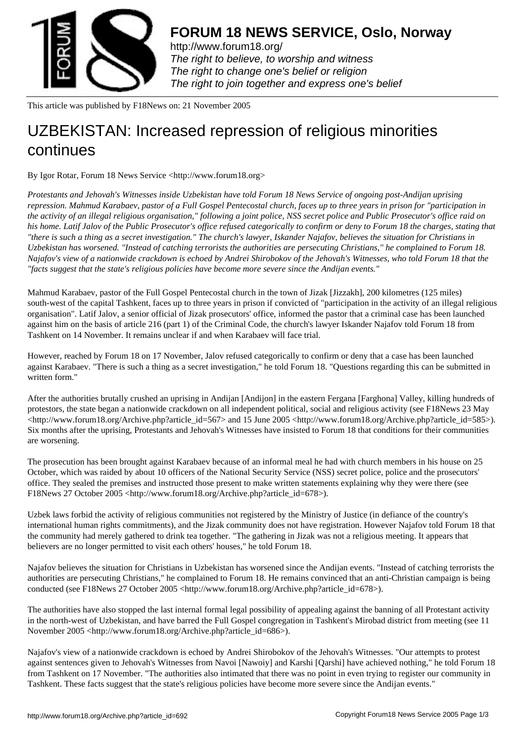# FORUM 18 NEWS SERVICE, Oslo, Norway

http://www.forum18.org/
*The right to believe, to worship and witness*
*The right to change one's belief or religion*
*The right to join together and express one's belief*

This article was published by F18News on: 21 November 2005

# UZBEKISTAN: Increased repression of religious minorities continues

By Igor Rotar, Forum 18 News Service <http://www.forum18.org>

*Protestants and Jehovah's Witnesses inside Uzbekistan have told Forum 18 News Service of ongoing post-Andijan uprising repression. Mahmud Karabaev, pastor of a Full Gospel Pentecostal church, faces up to three years in prison for "participation in the activity of an illegal religious organisation," following a joint police, NSS secret police and Public Prosecutor's office raid on his home. Latif Jalov of the Public Prosecutor's office refused categorically to confirm or deny to Forum 18 the charges, stating that "there is such a thing as a secret investigation." The church's lawyer, Iskander Najafov, believes the situation for Christians in Uzbekistan has worsened. "Instead of catching terrorists the authorities are persecuting Christians," he complained to Forum 18. Najafov's view of a nationwide crackdown is echoed by Andrei Shirobokov of the Jehovah's Witnesses, who told Forum 18 that the "facts suggest that the state's religious policies have become more severe since the Andijan events."*

Mahmud Karabaev, pastor of the Full Gospel Pentecostal church in the town of Jizak [Jizzakh], 200 kilometres (125 miles) south-west of the capital Tashkent, faces up to three years in prison if convicted of "participation in the activity of an illegal religious organisation". Latif Jalov, a senior official of Jizak prosecutors' office, informed the pastor that a criminal case has been launched against him on the basis of article 216 (part 1) of the Criminal Code, the church's lawyer Iskander Najafov told Forum 18 from Tashkent on 14 November. It remains unclear if and when Karabaev will face trial.

However, reached by Forum 18 on 17 November, Jalov refused categorically to confirm or deny that a case has been launched against Karabaev. "There is such a thing as a secret investigation," he told Forum 18. "Questions regarding this can be submitted in written form."

After the authorities brutally crushed an uprising in Andijan [Andijon] in the eastern Fergana [Farghona] Valley, killing hundreds of protestors, the state began a nationwide crackdown on all independent political, social and religious activity (see F18News 23 May <http://www.forum18.org/Archive.php?article_id=567> and 15 June 2005 <http://www.forum18.org/Archive.php?article_id=585>). Six months after the uprising, Protestants and Jehovah's Witnesses have insisted to Forum 18 that conditions for their communities are worsening.

The prosecution has been brought against Karabaev because of an informal meal he had with church members in his house on 25 October, which was raided by about 10 officers of the National Security Service (NSS) secret police, police and the prosecutors' office. They sealed the premises and instructed those present to make written statements explaining why they were there (see F18News 27 October 2005 <http://www.forum18.org/Archive.php?article_id=678>).

Uzbek laws forbid the activity of religious communities not registered by the Ministry of Justice (in defiance of the country's international human rights commitments), and the Jizak community does not have registration. However Najafov told Forum 18 that the community had merely gathered to drink tea together. "The gathering in Jizak was not a religious meeting. It appears that believers are no longer permitted to visit each others' houses," he told Forum 18.

Najafov believes the situation for Christians in Uzbekistan has worsened since the Andijan events. "Instead of catching terrorists the authorities are persecuting Christians," he complained to Forum 18. He remains convinced that an anti-Christian campaign is being conducted (see F18News 27 October 2005 <http://www.forum18.org/Archive.php?article_id=678>).

The authorities have also stopped the last internal formal legal possibility of appealing against the banning of all Protestant activity in the north-west of Uzbekistan, and have barred the Full Gospel congregation in Tashkent's Mirobad district from meeting (see 11 November 2005 <http://www.forum18.org/Archive.php?article_id=686>).

Najafov's view of a nationwide crackdown is echoed by Andrei Shirobokov of the Jehovah's Witnesses. "Our attempts to protest against sentences given to Jehovah's Witnesses from Navoi [Nawoiy] and Karshi [Qarshi] have achieved nothing," he told Forum 18 from Tashkent on 17 November. "The authorities also intimated that there was no point in even trying to register our community in Tashkent. These facts suggest that the state's religious policies have become more severe since the Andijan events."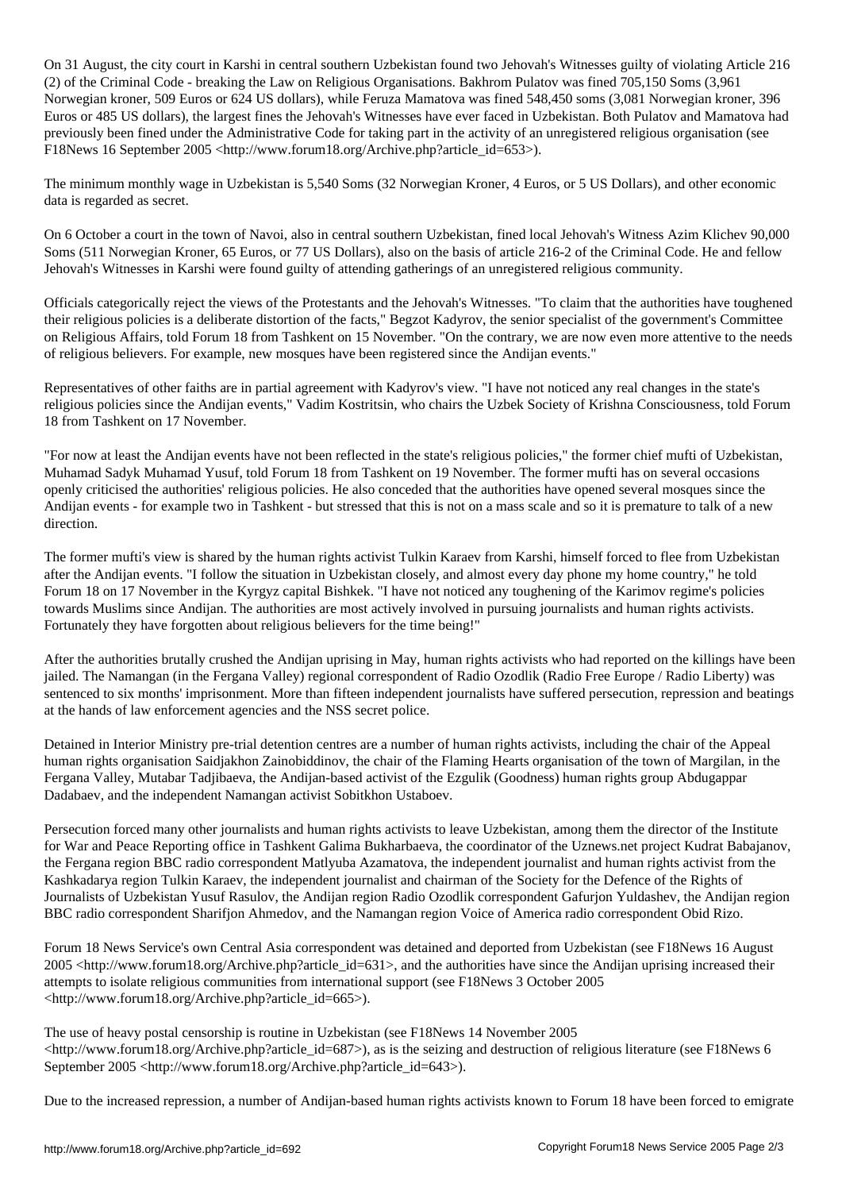On 31 August, the city court in Karshi in central southern Uzbekistan found two Jehovah's Witnesses guilty of violating Article 216 (2) of the Criminal Code - breaking the Law on Religious Organisations. Bakhrom Pulatov was fined 705,150 Soms (3,961 Norwegian kroner, 509 Euros or 624 US dollars), while Feruza Mamatova was fined 548,450 soms (3,081 Norwegian kroner, 396 Euros or 485 US dollars), the largest fines the Jehovah's Witnesses have ever faced in Uzbekistan. Both Pulatov and Mamatova had previously been fined under the Administrative Code for taking part in the activity of an unregistered religious organisation (see F18News 16 September 2005 <http://www.forum18.org/Archive.php?article_id=653>).

The minimum monthly wage in Uzbekistan is 5,540 Soms (32 Norwegian Kroner, 4 Euros, or 5 US Dollars), and other economic data is regarded as secret.

On 6 October a court in the town of Navoi, also in central southern Uzbekistan, fined local Jehovah's Witness Azim Klichev 90,000 Soms (511 Norwegian Kroner, 65 Euros, or 77 US Dollars), also on the basis of article 216-2 of the Criminal Code. He and fellow Jehovah's Witnesses in Karshi were found guilty of attending gatherings of an unregistered religious community.

Officials categorically reject the views of the Protestants and the Jehovah's Witnesses. "To claim that the authorities have toughened their religious policies is a deliberate distortion of the facts," Begzot Kadyrov, the senior specialist of the government's Committee on Religious Affairs, told Forum 18 from Tashkent on 15 November. "On the contrary, we are now even more attentive to the needs of religious believers. For example, new mosques have been registered since the Andijan events."

Representatives of other faiths are in partial agreement with Kadyrov's view. "I have not noticed any real changes in the state's religious policies since the Andijan events," Vadim Kostritsin, who chairs the Uzbek Society of Krishna Consciousness, told Forum 18 from Tashkent on 17 November.

"For now at least the Andijan events have not been reflected in the state's religious policies," the former chief mufti of Uzbekistan, Muhamad Sadyk Muhamad Yusuf, told Forum 18 from Tashkent on 19 November. The former mufti has on several occasions openly criticised the authorities' religious policies. He also conceded that the authorities have opened several mosques since the Andijan events - for example two in Tashkent - but stressed that this is not on a mass scale and so it is premature to talk of a new direction.

The former mufti's view is shared by the human rights activist Tulkin Karaev from Karshi, himself forced to flee from Uzbekistan after the Andijan events. "I follow the situation in Uzbekistan closely, and almost every day phone my home country," he told Forum 18 on 17 November in the Kyrgyz capital Bishkek. "I have not noticed any toughening of the Karimov regime's policies towards Muslims since Andijan. The authorities are most actively involved in pursuing journalists and human rights activists. Fortunately they have forgotten about religious believers for the time being!"

After the authorities brutally crushed the Andijan uprising in May, human rights activists who had reported on the killings have been jailed. The Namangan (in the Fergana Valley) regional correspondent of Radio Ozodlik (Radio Free Europe / Radio Liberty) was sentenced to six months' imprisonment. More than fifteen independent journalists have suffered persecution, repression and beatings at the hands of law enforcement agencies and the NSS secret police.

Detained in Interior Ministry pre-trial detention centres are a number of human rights activists, including the chair of the Appeal human rights organisation Saidjakhon Zainobiddinov, the chair of the Flaming Hearts organisation of the town of Margilan, in the Fergana Valley, Mutabar Tadjibaeva, the Andijan-based activist of the Ezgulik (Goodness) human rights group Abdugappar Dadabaev, and the independent Namangan activist Sobitkhon Ustaboev.

Persecution forced many other journalists and human rights activists to leave Uzbekistan, among them the director of the Institute for War and Peace Reporting office in Tashkent Galima Bukharbaeva, the coordinator of the Uznews.net project Kudrat Babajanov, the Fergana region BBC radio correspondent Matlyuba Azamatova, the independent journalist and human rights activist from the Kashkadarya region Tulkin Karaev, the independent journalist and chairman of the Society for the Defence of the Rights of Journalists of Uzbekistan Yusuf Rasulov, the Andijan region Radio Ozodlik correspondent Gafurjon Yuldashev, the Andijan region BBC radio correspondent Sharifjon Ahmedov, and the Namangan region Voice of America radio correspondent Obid Rizo.

Forum 18 News Service's own Central Asia correspondent was detained and deported from Uzbekistan (see F18News 16 August 2005 <http://www.forum18.org/Archive.php?article_id=631>, and the authorities have since the Andijan uprising increased their attempts to isolate religious communities from international support (see F18News 3 October 2005 <http://www.forum18.org/Archive.php?article_id=665>).

The use of heavy postal censorship is routine in Uzbekistan (see F18News 14 November 2005 <http://www.forum18.org/Archive.php?article_id=687>), as is the seizing and destruction of religious literature (see F18News 6 September 2005 <http://www.forum18.org/Archive.php?article_id=643>).

Due to the increased repression, a number of Andijan-based human rights activists known to Forum 18 have been forced to emigrate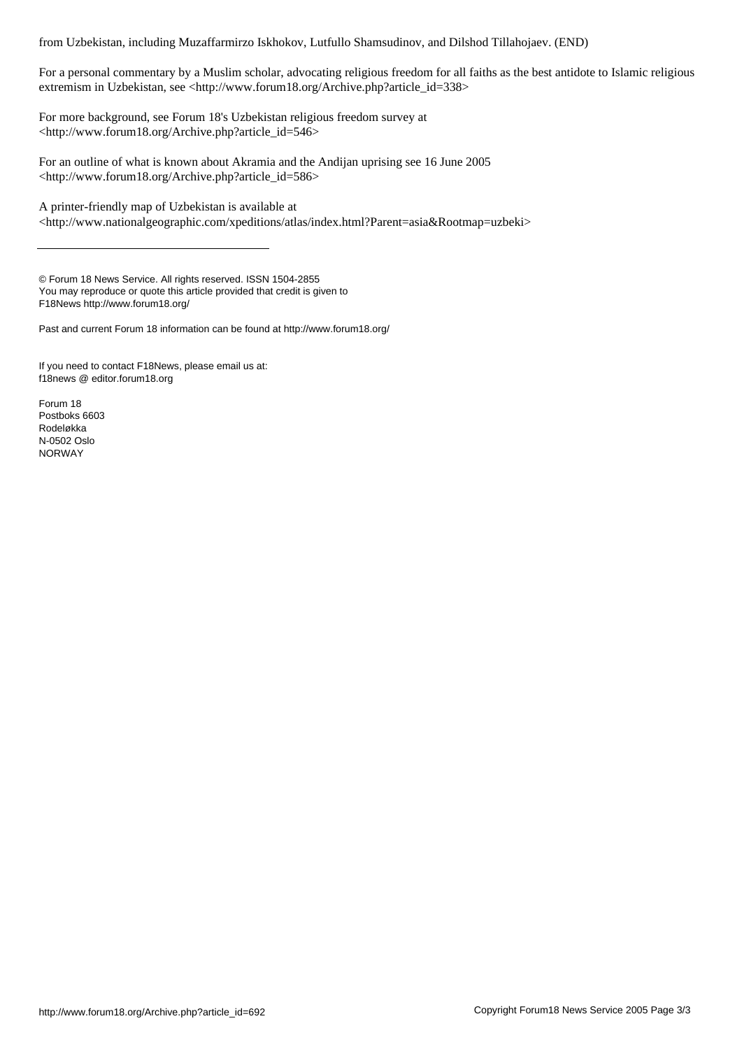from Uzbekistan, including Muzaffarmirzo Iskhokov, Lutfullo Shamsudinov, and Dilshod Tillahojaev. (END)

For a personal commentary by a Muslim scholar, advocating religious freedom for all faiths as the best antidote to Islamic religious extremism in Uzbekistan, see <http://www.forum18.org/Archive.php?article_id=338>

For more background, see Forum 18's Uzbekistan religious freedom survey at <http://www.forum18.org/Archive.php?article_id=546>

For an outline of what is known about Akramia and the Andijan uprising see 16 June 2005 <http://www.forum18.org/Archive.php?article_id=586>

A printer-friendly map of Uzbekistan is available at <http://www.nationalgeographic.com/xpeditions/atlas/index.html?Parent=asia&Rootmap=uzbeki>

---

© Forum 18 News Service. All rights reserved. ISSN 1504-2855
You may reproduce or quote this article provided that credit is given to F18News http://www.forum18.org/

Past and current Forum 18 information can be found at http://www.forum18.org/

If you need to contact F18News, please email us at:
f18news @ editor.forum18.org

Forum 18
Postboks 6603
Rodeløkka
N-0502 Oslo
NORWAY